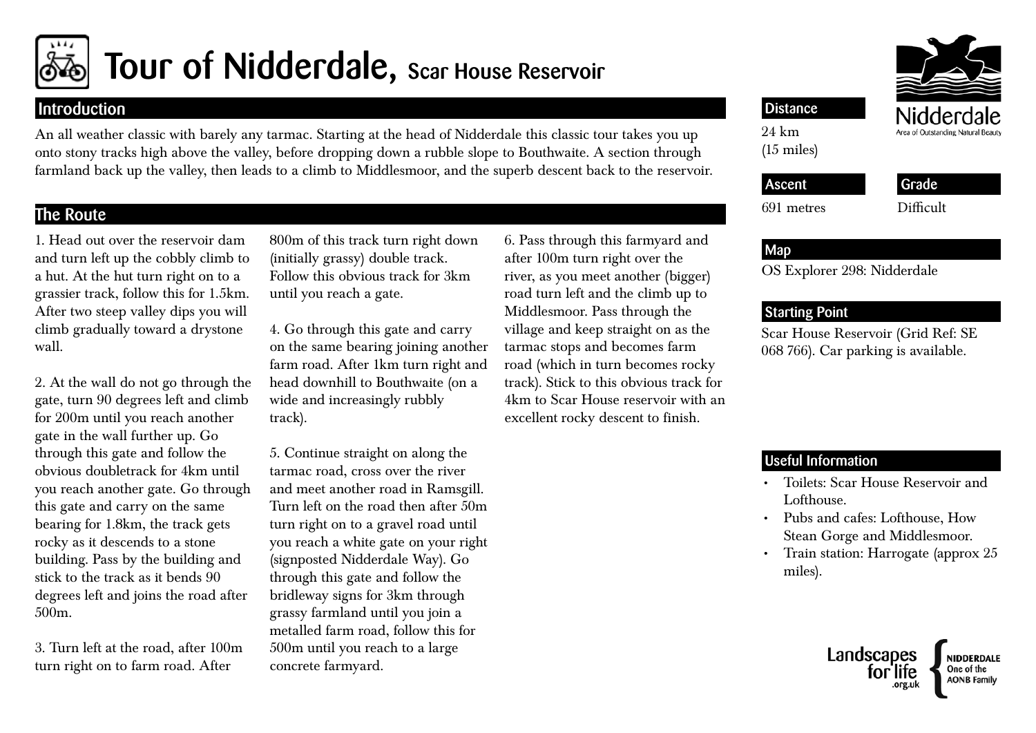# Tour of Nidderdale, Scar House Reservoir

## Introduction

An all weather classic with barely any tarmac. Starting at the head of Nidderdale this classic tour takes you up onto stony tracks high above the valley, before dropping down a rubble slope to Bouthwaite. A section through farmland back up the valley, then leads to a climb to Middlesmoor, and the superb descent back to the reservoir.

## The Route

1. Head out over the reservoir dam and turn left up the cobbly climb to a hut. At the hut turn right on to a grassier track, follow this for 1.5km. After two steep valley dips you will climb gradually toward a drystone wall.

2. At the wall do not go through the gate, turn 90 degrees left and climb for 200m until you reach another gate in the wall further up. Go through this gate and follow the obvious doubletrack for 4km until you reach another gate. Go through this gate and carry on the same bearing for 1.8km, the track gets rocky as it descends to a stone building. Pass by the building and stick to the track as it bends 90 degrees left and joins the road after 500m.

3. Turn left at the road, after 100m turn right on to farm road. After 800m of this track turn right down (initially grassy) double track. Follow this obvious track for 3km until you reach a gate.

4. Go through this gate and carry on the same bearing joining another farm road. After 1km turn right and head downhill to Bouthwaite (on a wide and increasingly rubbly track).

5. Continue straight on along the tarmac road, cross over the river and meet another road in Ramsgill. Turn left on the road then after 50m turn right on to a gravel road until you reach a white gate on your right (signposted Nidderdale Way). Go through this gate and follow the bridleway signs for 3km through grassy farmland until you join a metalled farm road, follow this for 500m until you reach to a large concrete farmyard.

6. Pass through this farmyard and after 100m turn right over the river, as you meet another (bigger) road turn left and the climb up to Middlesmoor. Pass through the village and keep straight on as the tarmac stops and becomes farm road (which in turn becomes rocky track). Stick to this obvious track for 4km to Scar House reservoir with an excellent rocky descent to finish.

## Distance

24 km
(15 miles)

## Ascent

691 metres

## Grade

Difficult

## Map

OS Explorer 298: Nidderdale

## Starting Point

Scar House Reservoir (Grid Ref: SE 068 766). Car parking is available.

## Useful Information

- Toilets: Scar House Reservoir and Lofthouse.
- Pubs and cafes: Lofthouse, How Stean Gorge and Middlesmoor.
- Train station: Harrogate (approx 25 miles).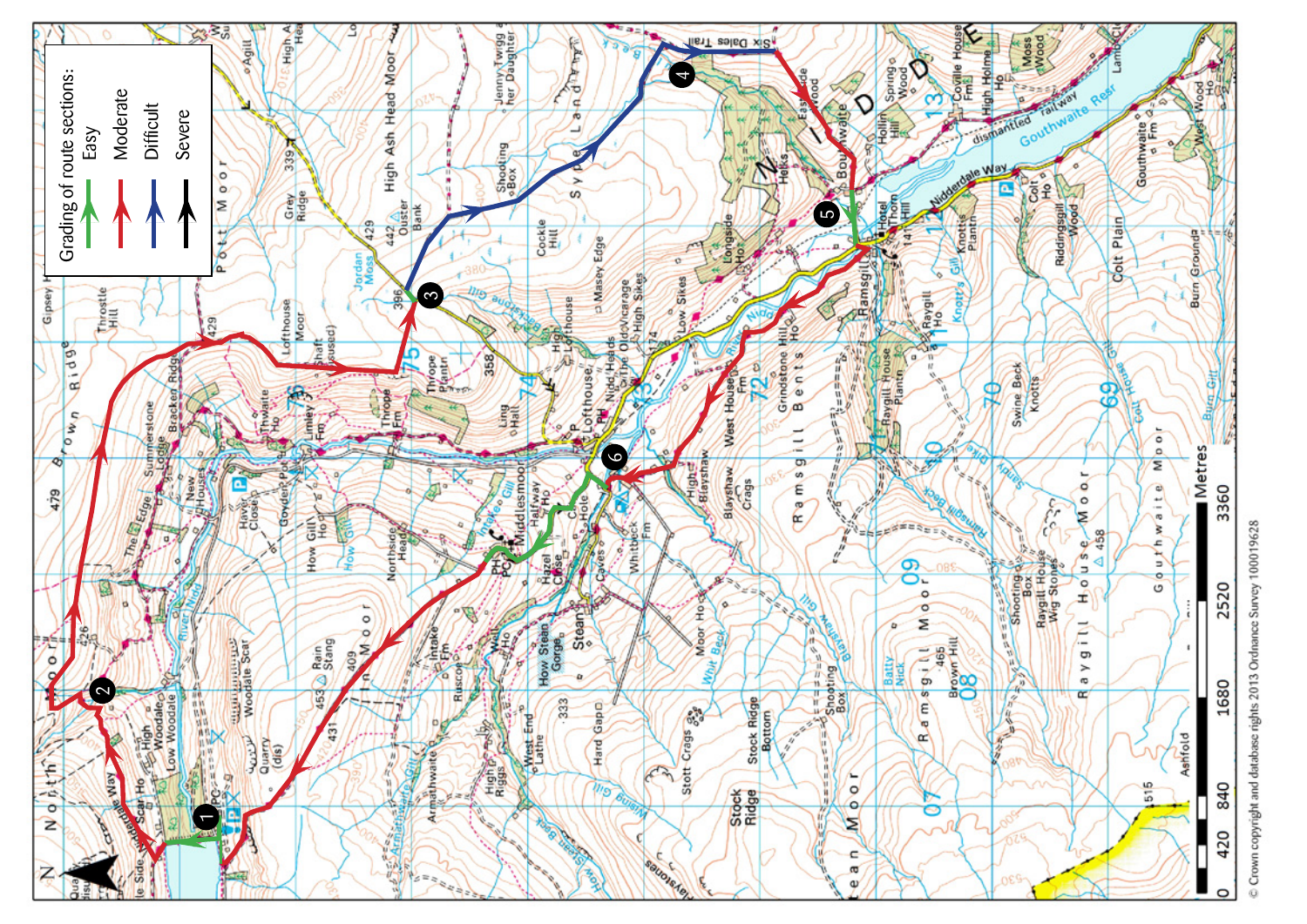Grading of route sections:

Easy

Moderate

Difficult

Severe

Metres

0 420 840 1680 2520 3360

© Crown copyright and database rights 2013 Ordnance Survey 100019628